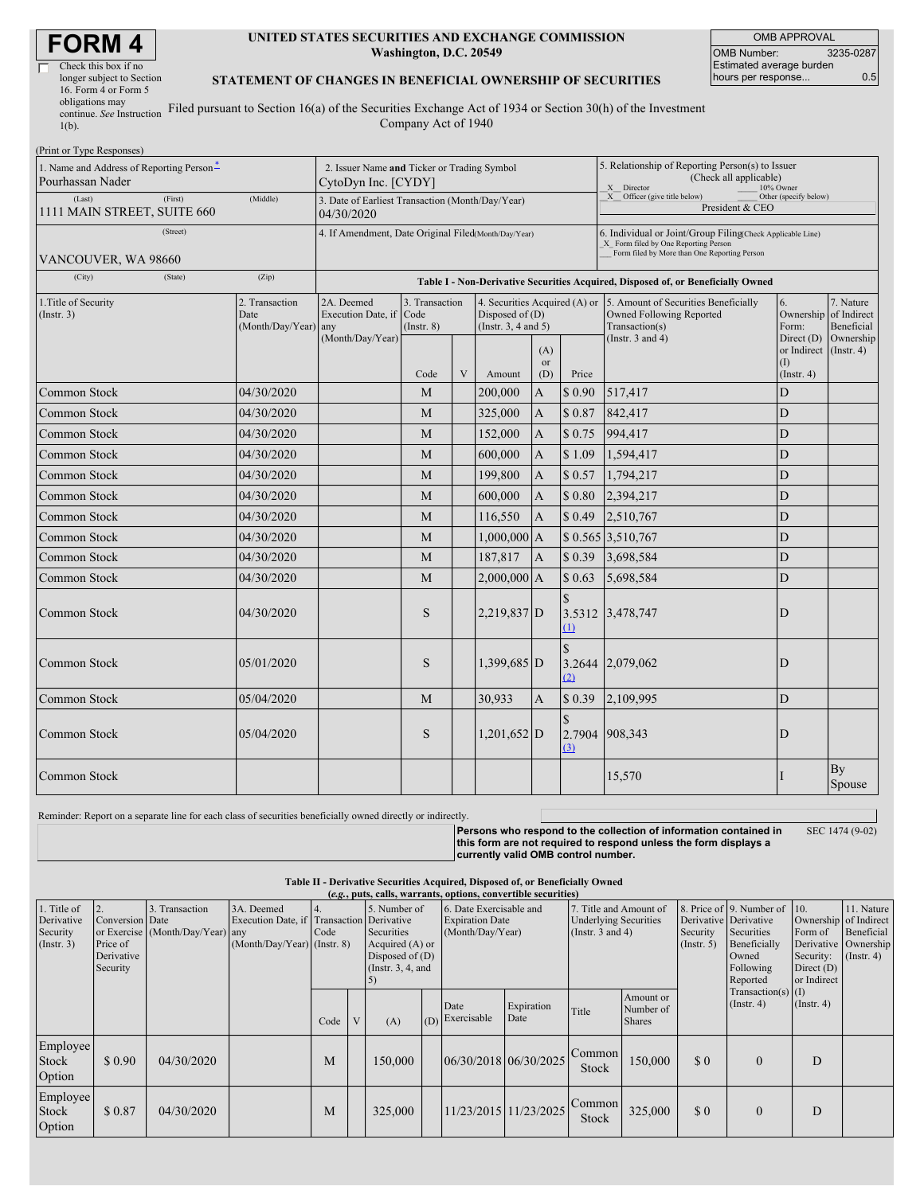# FORM 4

☐ Check this box if no longer subject to Section 16. Form 4 or Form 5 obligations may continue. *See* Instruction 1(b).

**UNITED STATES SECURITIES AND EXCHANGE COMMISSION**
**Washington, D.C. 20549**

**STATEMENT OF CHANGES IN BENEFICIAL OWNERSHIP OF SECURITIES**

Filed pursuant to Section 16(a) of the Securities Exchange Act of 1934 or Section 30(h) of the Investment Company Act of 1940

| OMB APPROVAL | |
|---|---|
| OMB Number: | 3235-0287 |
| Estimated average burden hours per response... | 0.5 |

(Print or Type Responses)

| 1. Name and Address of Reporting Person* | 2. Issuer Name **and** Ticker or Trading Symbol | 5. Relationship of Reporting Person(s) to Issuer (Check all applicable) |
|---|---|---|
| Pourhassan Nader | CytoDyn Inc. [CYDY] | X Director ___ 10% Owner |
| (Last) (First) (Middle) 1111 MAIN STREET, SUITE 660 | 3. Date of Earliest Transaction (Month/Day/Year) 04/30/2020 | X Officer (give title below) ___ Other (specify below) President & CEO |
| (Street) VANCOUVER, WA 98660 | 4. If Amendment, Date Original Filed (Month/Day/Year) | 6. Individual or Joint/Group Filing (Check Applicable Line) X Form filed by One Reporting Person ___ Form filed by More than One Reporting Person |
| (City) (State) (Zip) | | |

**Table I - Non-Derivative Securities Acquired, Disposed of, or Beneficially Owned**

| 1.Title of Security (Instr. 3) | 2. Transaction Date (Month/Day/Year) | 2A. Deemed Execution Date, if any (Month/Day/Year) | 3. Transaction Code (Instr. 8) | | 4. Securities Acquired (A) or Disposed of (D) (Instr. 3, 4 and 5) | | | 5. Amount of Securities Beneficially Owned Following Reported Transaction(s) (Instr. 3 and 4) | 6. Ownership Form: Direct (D) or Indirect (I) (Instr. 4) | 7. Nature of Indirect Beneficial Ownership (Instr. 4) |
|---|---|---|---|---|---|---|---|---|---|---|
| | | | Code | V | Amount | (A) or (D) | Price | | | |
| Common Stock | 04/30/2020 | | M | | 200,000 | A | $ 0.90 | 517,417 | D | |
| Common Stock | 04/30/2020 | | M | | 325,000 | A | $ 0.87 | 842,417 | D | |
| Common Stock | 04/30/2020 | | M | | 152,000 | A | $ 0.75 | 994,417 | D | |
| Common Stock | 04/30/2020 | | M | | 600,000 | A | $ 1.09 | 1,594,417 | D | |
| Common Stock | 04/30/2020 | | M | | 199,800 | A | $ 0.57 | 1,794,217 | D | |
| Common Stock | 04/30/2020 | | M | | 600,000 | A | $ 0.80 | 2,394,217 | D | |
| Common Stock | 04/30/2020 | | M | | 116,550 | A | $ 0.49 | 2,510,767 | D | |
| Common Stock | 04/30/2020 | | M | | 1,000,000 | A | $ 0.565 | 3,510,767 | D | |
| Common Stock | 04/30/2020 | | M | | 187,817 | A | $ 0.39 | 3,698,584 | D | |
| Common Stock | 04/30/2020 | | M | | 2,000,000 | A | $ 0.63 | 5,698,584 | D | |
| Common Stock | 04/30/2020 | | S | | 2,219,837 | D | $ 3.5312 (1) | 3,478,747 | D | |
| Common Stock | 05/01/2020 | | S | | 1,399,685 | D | $ 3.2644 (2) | 2,079,062 | D | |
| Common Stock | 05/04/2020 | | M | | 30,933 | A | $ 0.39 | 2,109,995 | D | |
| Common Stock | 05/04/2020 | | S | | 1,201,652 | D | $ 2.7904 (3) | 908,343 | D | |
| Common Stock | | | | | | | | 15,570 | I | By Spouse |

Reminder: Report on a separate line for each class of securities beneficially owned directly or indirectly.

**Persons who respond to the collection of information contained in this form are not required to respond unless the form displays a currently valid OMB control number.** SEC 1474 (9-02)

**Table II - Derivative Securities Acquired, Disposed of, or Beneficially Owned**
**(*e.g.*, puts, calls, warrants, options, convertible securities)**

| 1. Title of Derivative Security (Instr. 3) | 2. Conversion or Exercise Price of Derivative Security | 3. Transaction Date (Month/Day/Year) | 3A. Deemed Execution Date, if any (Month/Day/Year) | 4. Transaction Code (Instr. 8) | | 5. Number of Derivative Securities Acquired (A) or Disposed of (D) (Instr. 3, 4, and 5) | | 6. Date Exercisable and Expiration Date (Month/Day/Year) | | 7. Title and Amount of Underlying Securities (Instr. 3 and 4) | | 8. Price of Derivative Security (Instr. 5) | 9. Number of Derivative Securities Beneficially Owned Following Reported Transaction(s) (Instr. 4) | 10. Ownership Form of Derivative Security: Direct (D) or Indirect (I) (Instr. 4) | 11. Nature of Indirect Beneficial Ownership (Instr. 4) |
|---|---|---|---|---|---|---|---|---|---|---|---|---|---|---|---|
| | | | | Code | V | (A) | (D) | Date Exercisable | Expiration Date | Title | Amount or Number of Shares | | | | |
| Employee Stock Option | $ 0.90 | 04/30/2020 | | M | | 150,000 | | 06/30/2018 | 06/30/2025 | Common Stock | 150,000 | $ 0 | 0 | D | |
| Employee Stock Option | $ 0.87 | 04/30/2020 | | M | | 325,000 | | 11/23/2015 | 11/23/2025 | Common Stock | 325,000 | $ 0 | 0 | D | |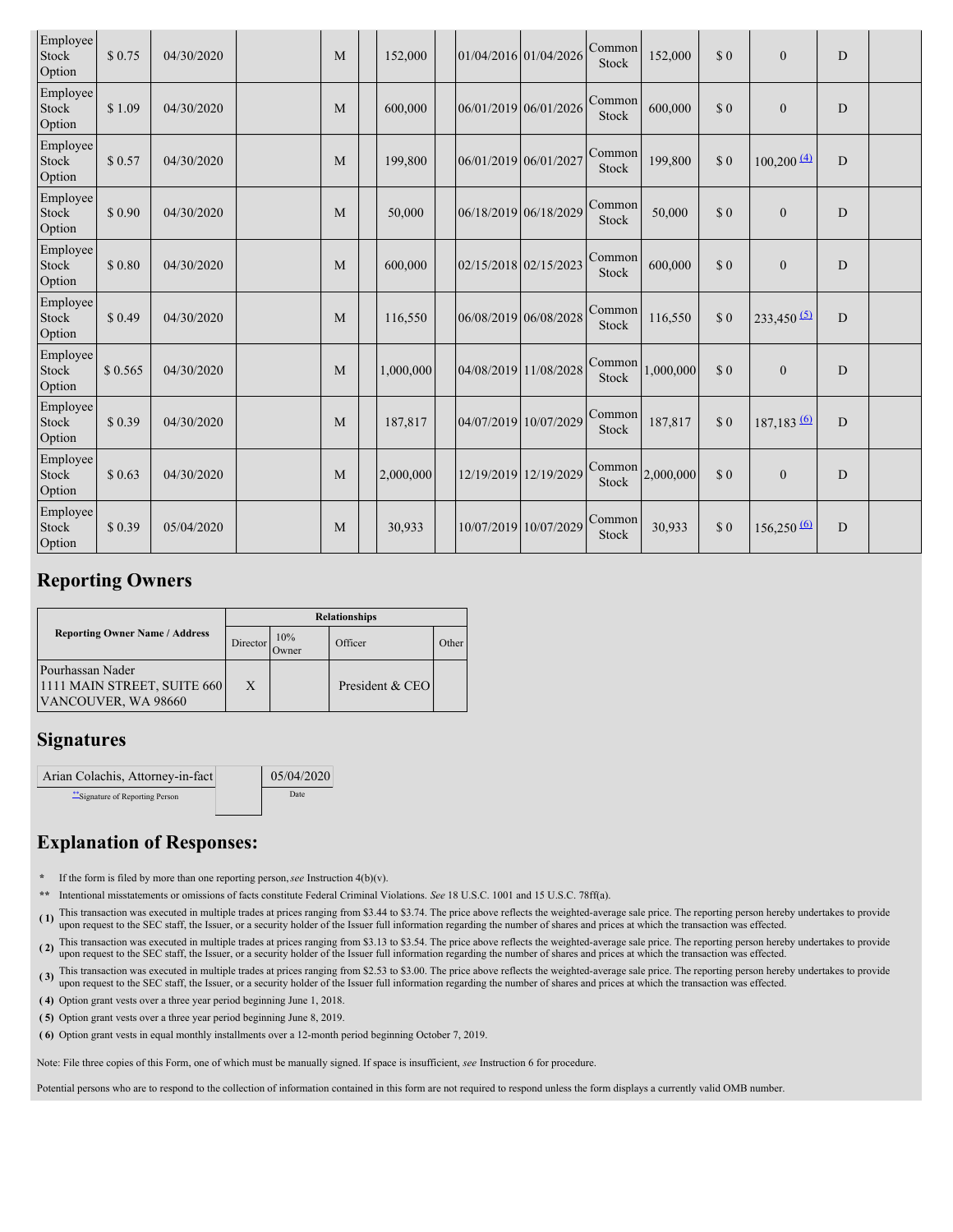| Employee Stock Option | $ 0.75 | 04/30/2020 | | M | | 152,000 | | 01/04/2016 | 01/04/2026 | Common Stock | 152,000 | $ 0 | 0 | D | |
|---|---|---|---|---|---|---|---|---|---|---|---|---|---|---|---|
| Employee Stock Option | $ 1.09 | 04/30/2020 | | M | | 600,000 | | 06/01/2019 | 06/01/2026 | Common Stock | 600,000 | $ 0 | 0 | D | |
| Employee Stock Option | $ 0.57 | 04/30/2020 | | M | | 199,800 | | 06/01/2019 | 06/01/2027 | Common Stock | 199,800 | $ 0 | 100,200 (4) | D | |
| Employee Stock Option | $ 0.90 | 04/30/2020 | | M | | 50,000 | | 06/18/2019 | 06/18/2029 | Common Stock | 50,000 | $ 0 | 0 | D | |
| Employee Stock Option | $ 0.80 | 04/30/2020 | | M | | 600,000 | | 02/15/2018 | 02/15/2023 | Common Stock | 600,000 | $ 0 | 0 | D | |
| Employee Stock Option | $ 0.49 | 04/30/2020 | | M | | 116,550 | | 06/08/2019 | 06/08/2028 | Common Stock | 116,550 | $ 0 | 233,450 (5) | D | |
| Employee Stock Option | $ 0.565 | 04/30/2020 | | M | | 1,000,000 | | 04/08/2019 | 11/08/2028 | Common Stock | 1,000,000 | $ 0 | 0 | D | |
| Employee Stock Option | $ 0.39 | 04/30/2020 | | M | | 187,817 | | 04/07/2019 | 10/07/2029 | Common Stock | 187,817 | $ 0 | 187,183 (6) | D | |
| Employee Stock Option | $ 0.63 | 04/30/2020 | | M | | 2,000,000 | | 12/19/2019 | 12/19/2029 | Common Stock | 2,000,000 | $ 0 | 0 | D | |
| Employee Stock Option | $ 0.39 | 05/04/2020 | | M | | 30,933 | | 10/07/2019 | 10/07/2029 | Common Stock | 30,933 | $ 0 | 156,250 (6) | D | |

## Reporting Owners

| Reporting Owner Name / Address | Relationships | | | |
|---|---|---|---|---|
| | Director | 10% Owner | Officer | Other |
| Pourhassan Nader<br>1111 MAIN STREET, SUITE 660<br>VANCOUVER, WA 98660 | X | | President & CEO | |

## Signatures

| Arian Colachis, Attorney-in-fact | | 05/04/2020 |
|---|---|---|
| **Signature of Reporting Person | | Date |

## Explanation of Responses:

- \* If the form is filed by more than one reporting person, *see* Instruction 4(b)(v).
- \*\* Intentional misstatements or omissions of facts constitute Federal Criminal Violations. *See* 18 U.S.C. 1001 and 15 U.S.C. 78ff(a).
- ( 1) This transaction was executed in multiple trades at prices ranging from $3.44 to $3.74. The price above reflects the weighted-average sale price. The reporting person hereby undertakes to provide upon request to the SEC staff, the Issuer, or a security holder of the Issuer full information regarding the number of shares and prices at which the transaction was effected.
- ( 2) This transaction was executed in multiple trades at prices ranging from $3.13 to $3.54. The price above reflects the weighted-average sale price. The reporting person hereby undertakes to provide upon request to the SEC staff, the Issuer, or a security holder of the Issuer full information regarding the number of shares and prices at which the transaction was effected.
- ( 3) This transaction was executed in multiple trades at prices ranging from $2.53 to $3.00. The price above reflects the weighted-average sale price. The reporting person hereby undertakes to provide upon request to the SEC staff, the Issuer, or a security holder of the Issuer full information regarding the number of shares and prices at which the transaction was effected.
- ( 4) Option grant vests over a three year period beginning June 1, 2018.
- ( 5) Option grant vests over a three year period beginning June 8, 2019.
- ( 6) Option grant vests in equal monthly installments over a 12-month period beginning October 7, 2019.

Note: File three copies of this Form, one of which must be manually signed. If space is insufficient, *see* Instruction 6 for procedure.

Potential persons who are to respond to the collection of information contained in this form are not required to respond unless the form displays a currently valid OMB number.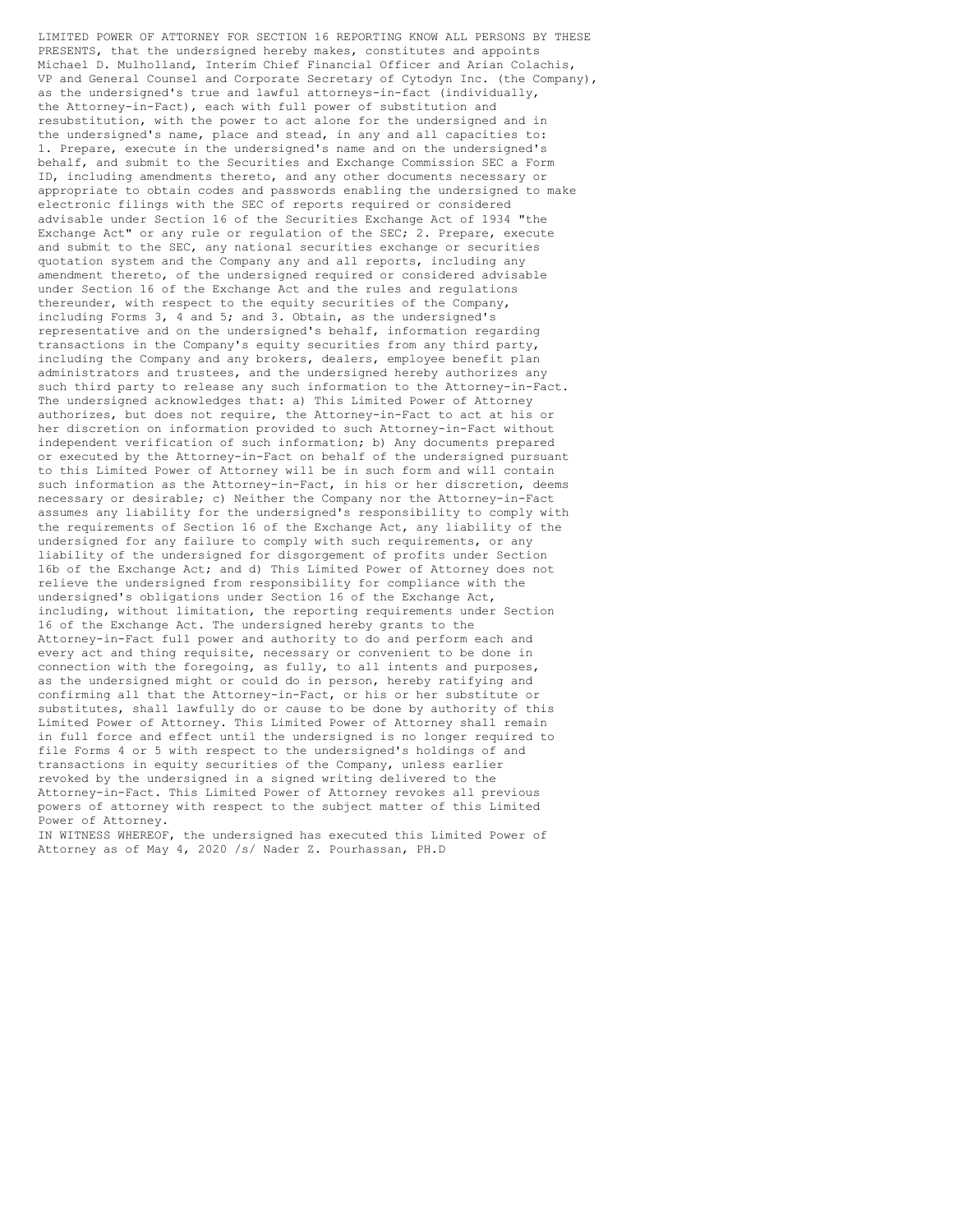LIMITED POWER OF ATTORNEY FOR SECTION 16 REPORTING KNOW ALL PERSONS BY THESE PRESENTS, that the undersigned hereby makes, constitutes and appoints Michael D. Mulholland, Interim Chief Financial Officer and Arian Colachis, VP and General Counsel and Corporate Secretary of Cytodyn Inc. (the Company), as the undersigned's true and lawful attorneys-in-fact (individually, the Attorney-in-Fact), each with full power of substitution and resubstitution, with the power to act alone for the undersigned and in the undersigned's name, place and stead, in any and all capacities to: 1. Prepare, execute in the undersigned's name and on the undersigned's behalf, and submit to the Securities and Exchange Commission SEC a Form ID, including amendments thereto, and any other documents necessary or appropriate to obtain codes and passwords enabling the undersigned to make electronic filings with the SEC of reports required or considered advisable under Section 16 of the Securities Exchange Act of 1934 "the Exchange Act" or any rule or regulation of the SEC; 2. Prepare, execute and submit to the SEC, any national securities exchange or securities quotation system and the Company any and all reports, including any amendment thereto, of the undersigned required or considered advisable under Section 16 of the Exchange Act and the rules and regulations thereunder, with respect to the equity securities of the Company, including Forms 3, 4 and 5; and 3. Obtain, as the undersigned's representative and on the undersigned's behalf, information regarding transactions in the Company's equity securities from any third party, including the Company and any brokers, dealers, employee benefit plan administrators and trustees, and the undersigned hereby authorizes any such third party to release any such information to the Attorney-in-Fact. The undersigned acknowledges that: a) This Limited Power of Attorney authorizes, but does not require, the Attorney-in-Fact to act at his or her discretion on information provided to such Attorney-in-Fact without independent verification of such information; b) Any documents prepared or executed by the Attorney-in-Fact on behalf of the undersigned pursuant to this Limited Power of Attorney will be in such form and will contain such information as the Attorney-in-Fact, in his or her discretion, deems necessary or desirable; c) Neither the Company nor the Attorney-in-Fact assumes any liability for the undersigned's responsibility to comply with the requirements of Section 16 of the Exchange Act, any liability of the undersigned for any failure to comply with such requirements, or any liability of the undersigned for disgorgement of profits under Section 16b of the Exchange Act; and d) This Limited Power of Attorney does not relieve the undersigned from responsibility for compliance with the undersigned's obligations under Section 16 of the Exchange Act, including, without limitation, the reporting requirements under Section 16 of the Exchange Act. The undersigned hereby grants to the Attorney-in-Fact full power and authority to do and perform each and every act and thing requisite, necessary or convenient to be done in connection with the foregoing, as fully, to all intents and purposes, as the undersigned might or could do in person, hereby ratifying and confirming all that the Attorney-in-Fact, or his or her substitute or substitutes, shall lawfully do or cause to be done by authority of this Limited Power of Attorney. This Limited Power of Attorney shall remain in full force and effect until the undersigned is no longer required to file Forms 4 or 5 with respect to the undersigned's holdings of and transactions in equity securities of the Company, unless earlier revoked by the undersigned in a signed writing delivered to the Attorney-in-Fact. This Limited Power of Attorney revokes all previous powers of attorney with respect to the subject matter of this Limited Power of Attorney.

IN WITNESS WHEREOF, the undersigned has executed this Limited Power of Attorney as of May 4, 2020 /s/ Nader Z. Pourhassan, PH.D